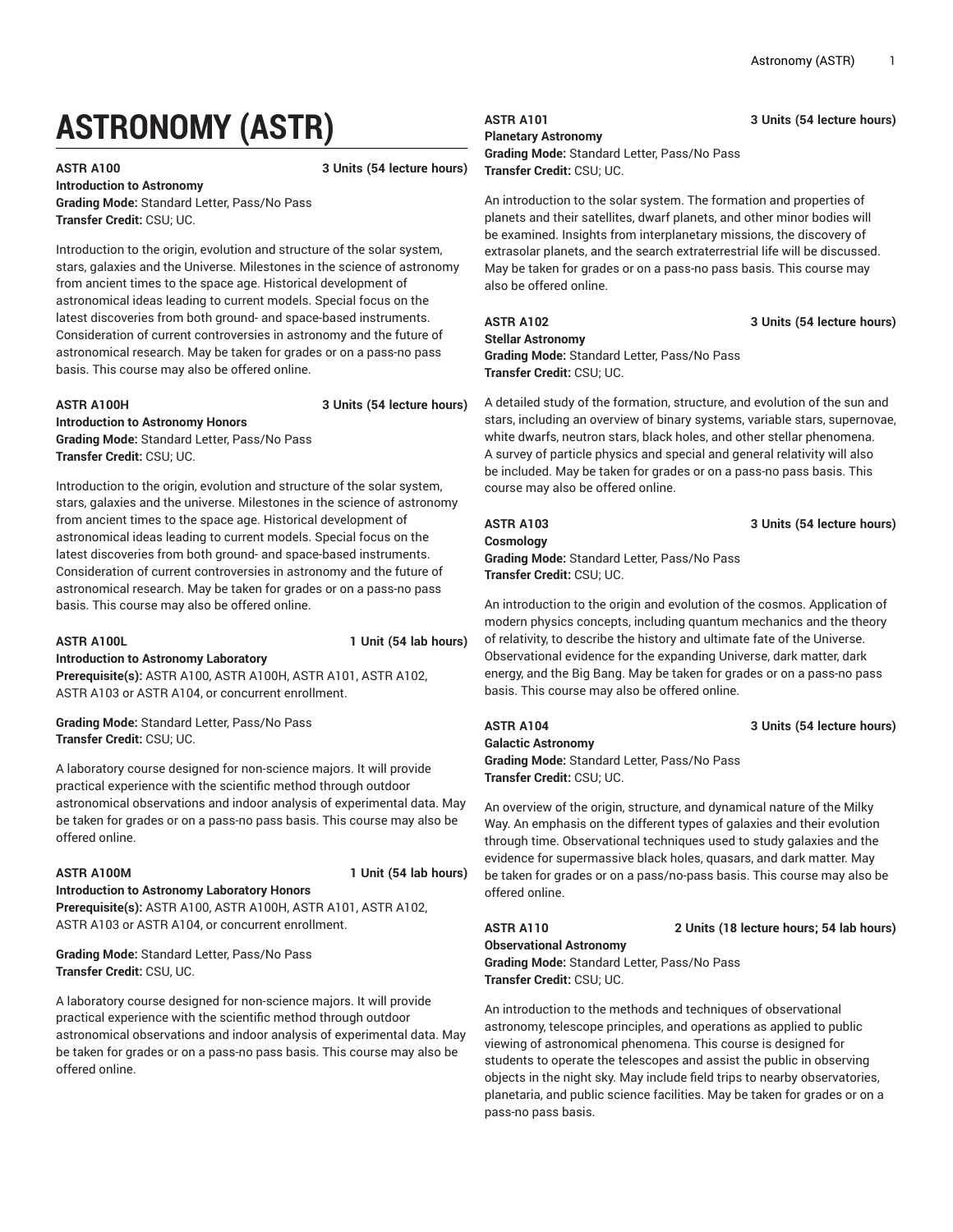# ASTRONOMY (ASTR)

**ASTR A100** **3 Units (54 lecture hours)**
**Introduction to Astronomy**
**Grading Mode:** Standard Letter, Pass/No Pass
**Transfer Credit:** CSU; UC.

Introduction to the origin, evolution and structure of the solar system, stars, galaxies and the Universe. Milestones in the science of astronomy from ancient times to the space age. Historical development of astronomical ideas leading to current models. Special focus on the latest discoveries from both ground- and space-based instruments. Consideration of current controversies in astronomy and the future of astronomical research. May be taken for grades or on a pass-no pass basis. This course may also be offered online.

**ASTR A100H** **3 Units (54 lecture hours)**
**Introduction to Astronomy Honors**
**Grading Mode:** Standard Letter, Pass/No Pass
**Transfer Credit:** CSU; UC.

Introduction to the origin, evolution and structure of the solar system, stars, galaxies and the universe. Milestones in the science of astronomy from ancient times to the space age. Historical development of astronomical ideas leading to current models. Special focus on the latest discoveries from both ground- and space-based instruments. Consideration of current controversies in astronomy and the future of astronomical research. May be taken for grades or on a pass-no pass basis. This course may also be offered online.

**ASTR A100L** **1 Unit (54 lab hours)**
**Introduction to Astronomy Laboratory**
**Prerequisite(s):** ASTR A100, ASTR A100H, ASTR A101, ASTR A102, ASTR A103 or ASTR A104, or concurrent enrollment.

**Grading Mode:** Standard Letter, Pass/No Pass
**Transfer Credit:** CSU; UC.

A laboratory course designed for non-science majors. It will provide practical experience with the scientific method through outdoor astronomical observations and indoor analysis of experimental data. May be taken for grades or on a pass-no pass basis. This course may also be offered online.

**ASTR A100M** **1 Unit (54 lab hours)**
**Introduction to Astronomy Laboratory Honors**
**Prerequisite(s):** ASTR A100, ASTR A100H, ASTR A101, ASTR A102, ASTR A103 or ASTR A104, or concurrent enrollment.

**Grading Mode:** Standard Letter, Pass/No Pass
**Transfer Credit:** CSU, UC.

A laboratory course designed for non-science majors. It will provide practical experience with the scientific method through outdoor astronomical observations and indoor analysis of experimental data. May be taken for grades or on a pass-no pass basis. This course may also be offered online.

**ASTR A101** **3 Units (54 lecture hours)**
**Planetary Astronomy**
**Grading Mode:** Standard Letter, Pass/No Pass
**Transfer Credit:** CSU; UC.

An introduction to the solar system. The formation and properties of planets and their satellites, dwarf planets, and other minor bodies will be examined. Insights from interplanetary missions, the discovery of extrasolar planets, and the search extraterrestrial life will be discussed. May be taken for grades or on a pass-no pass basis. This course may also be offered online.

**ASTR A102** **3 Units (54 lecture hours)**
**Stellar Astronomy**
**Grading Mode:** Standard Letter, Pass/No Pass
**Transfer Credit:** CSU; UC.

A detailed study of the formation, structure, and evolution of the sun and stars, including an overview of binary systems, variable stars, supernovae, white dwarfs, neutron stars, black holes, and other stellar phenomena. A survey of particle physics and special and general relativity will also be included. May be taken for grades or on a pass-no pass basis. This course may also be offered online.

**ASTR A103** **3 Units (54 lecture hours)**
**Cosmology**
**Grading Mode:** Standard Letter, Pass/No Pass
**Transfer Credit:** CSU; UC.

An introduction to the origin and evolution of the cosmos. Application of modern physics concepts, including quantum mechanics and the theory of relativity, to describe the history and ultimate fate of the Universe. Observational evidence for the expanding Universe, dark matter, dark energy, and the Big Bang. May be taken for grades or on a pass-no pass basis. This course may also be offered online.

**ASTR A104** **3 Units (54 lecture hours)**
**Galactic Astronomy**
**Grading Mode:** Standard Letter, Pass/No Pass
**Transfer Credit:** CSU; UC.

An overview of the origin, structure, and dynamical nature of the Milky Way. An emphasis on the different types of galaxies and their evolution through time. Observational techniques used to study galaxies and the evidence for supermassive black holes, quasars, and dark matter. May be taken for grades or on a pass/no-pass basis. This course may also be offered online.

**ASTR A110** **2 Units (18 lecture hours; 54 lab hours)**
**Observational Astronomy**
**Grading Mode:** Standard Letter, Pass/No Pass
**Transfer Credit:** CSU; UC.

An introduction to the methods and techniques of observational astronomy, telescope principles, and operations as applied to public viewing of astronomical phenomena. This course is designed for students to operate the telescopes and assist the public in observing objects in the night sky. May include field trips to nearby observatories, planetaria, and public science facilities. May be taken for grades or on a pass-no pass basis.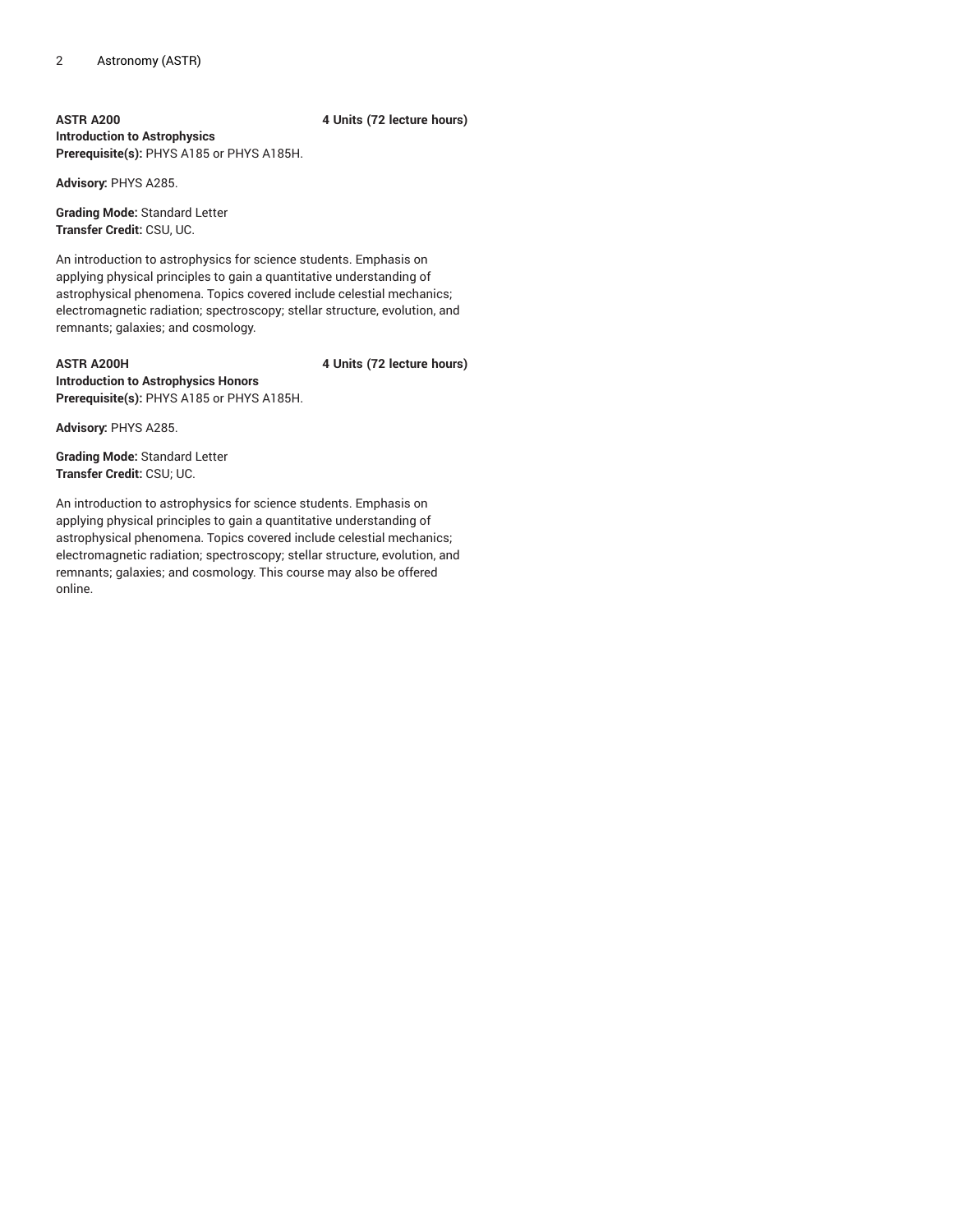**ASTR A200** **4 Units (72 lecture hours)**
**Introduction to Astrophysics**
**Prerequisite(s):** PHYS A185 or PHYS A185H.

**Advisory:** PHYS A285.

**Grading Mode:** Standard Letter
**Transfer Credit:** CSU, UC.

An introduction to astrophysics for science students. Emphasis on applying physical principles to gain a quantitative understanding of astrophysical phenomena. Topics covered include celestial mechanics; electromagnetic radiation; spectroscopy; stellar structure, evolution, and remnants; galaxies; and cosmology.

**ASTR A200H** **4 Units (72 lecture hours)**
**Introduction to Astrophysics Honors**
**Prerequisite(s):** PHYS A185 or PHYS A185H.

**Advisory:** PHYS A285.

**Grading Mode:** Standard Letter
**Transfer Credit:** CSU; UC.

An introduction to astrophysics for science students. Emphasis on applying physical principles to gain a quantitative understanding of astrophysical phenomena. Topics covered include celestial mechanics; electromagnetic radiation; spectroscopy; stellar structure, evolution, and remnants; galaxies; and cosmology. This course may also be offered online.